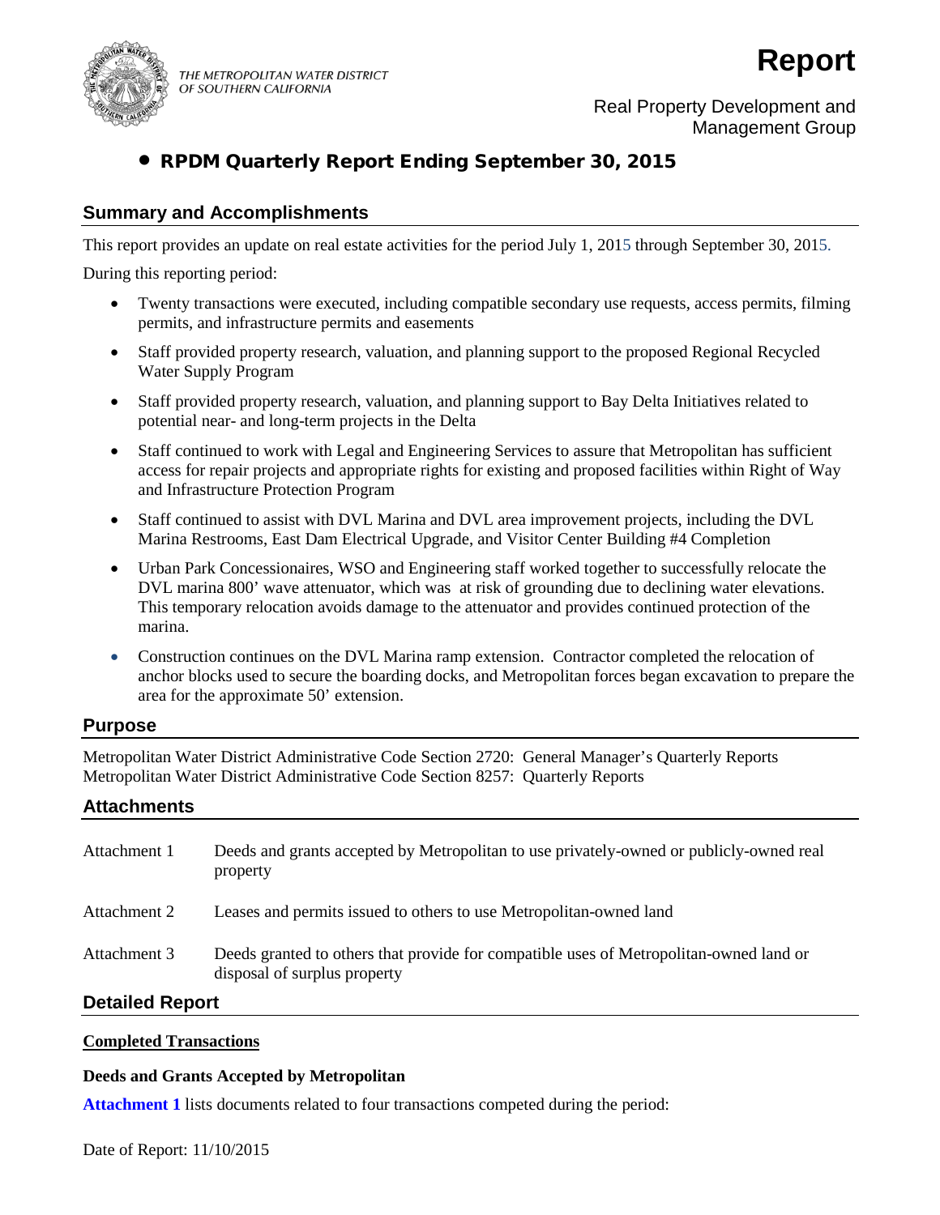THE METROPOLITAN WATER DISTRICT OF SOUTHERN CALIFORNIA

# Report

Real Property Development and Management Group

## • RPDM Quarterly Report Ending September 30, 2015

### Summary and Accomplishments

This report provides an update on real estate activities for the period July 1, 2015 through September 30, 2015.

During this reporting period:

- Twenty transactions were executed, including compatible secondary use requests, access permits, filming permits, and infrastructure permits and easements
- Staff provided property research, valuation, and planning support to the proposed Regional Recycled Water Supply Program
- Staff provided property research, valuation, and planning support to Bay Delta Initiatives related to potential near- and long-term projects in the Delta
- Staff continued to work with Legal and Engineering Services to assure that Metropolitan has sufficient access for repair projects and appropriate rights for existing and proposed facilities within Right of Way and Infrastructure Protection Program
- Staff continued to assist with DVL Marina and DVL area improvement projects, including the DVL Marina Restrooms, East Dam Electrical Upgrade, and Visitor Center Building #4 Completion
- Urban Park Concessionaires, WSO and Engineering staff worked together to successfully relocate the DVL marina 800' wave attenuator, which was at risk of grounding due to declining water elevations. This temporary relocation avoids damage to the attenuator and provides continued protection of the marina.
- Construction continues on the DVL Marina ramp extension. Contractor completed the relocation of anchor blocks used to secure the boarding docks, and Metropolitan forces began excavation to prepare the area for the approximate 50' extension.

### Purpose

Metropolitan Water District Administrative Code Section 2720: General Manager's Quarterly Reports
Metropolitan Water District Administrative Code Section 8257: Quarterly Reports

### Attachments

| | |
|---|---|
| Attachment 1 | Deeds and grants accepted by Metropolitan to use privately-owned or publicly-owned real property |
| Attachment 2 | Leases and permits issued to others to use Metropolitan-owned land |
| Attachment 3 | Deeds granted to others that provide for compatible uses of Metropolitan-owned land or disposal of surplus property |

### Detailed Report

**Completed Transactions**

**Deeds and Grants Accepted by Metropolitan**

**Attachment 1** lists documents related to four transactions competed during the period:

Date of Report: 11/10/2015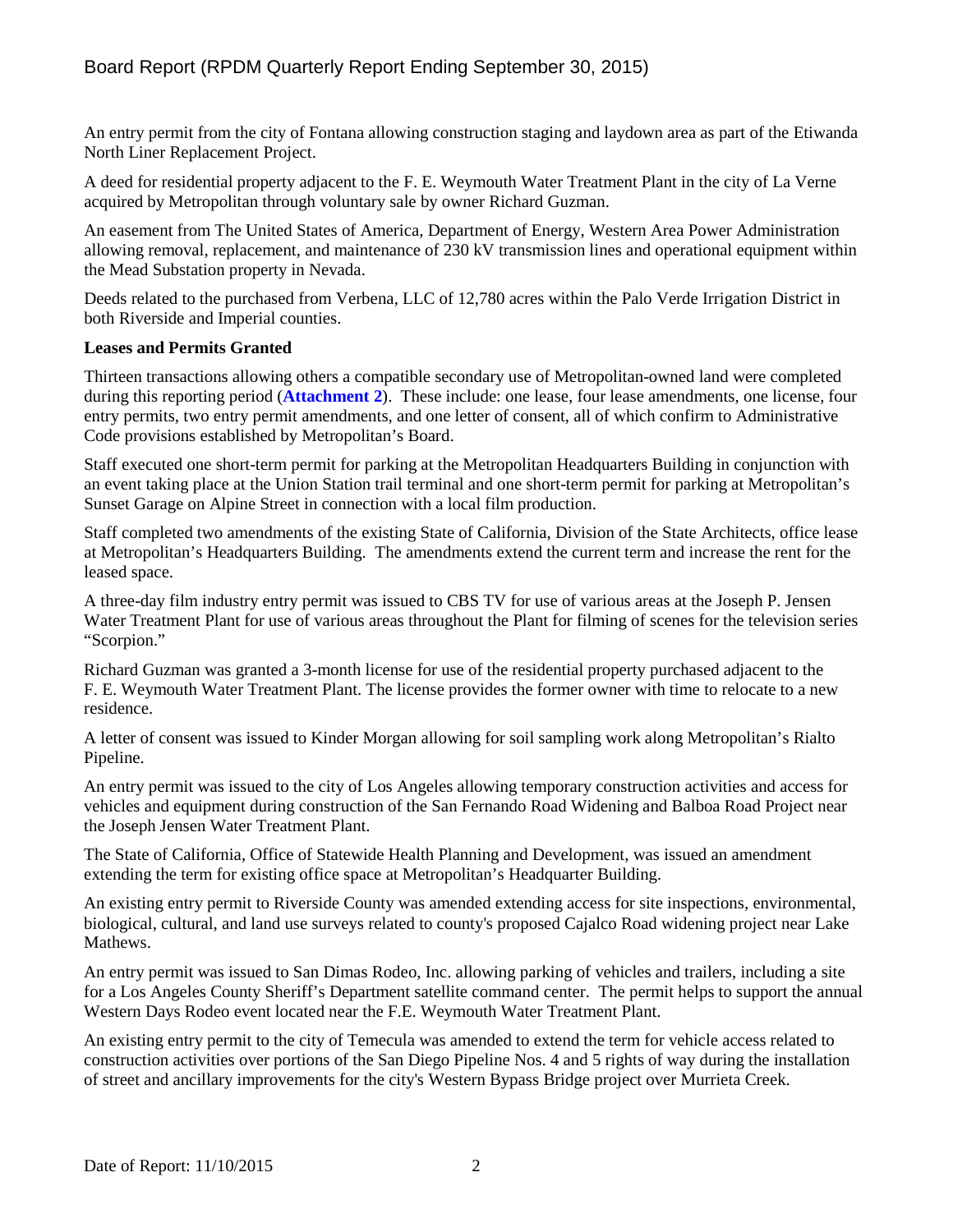An entry permit from the city of Fontana allowing construction staging and laydown area as part of the Etiwanda North Liner Replacement Project.

A deed for residential property adjacent to the F. E. Weymouth Water Treatment Plant in the city of La Verne acquired by Metropolitan through voluntary sale by owner Richard Guzman.

An easement from The United States of America, Department of Energy, Western Area Power Administration allowing removal, replacement, and maintenance of 230 kV transmission lines and operational equipment within the Mead Substation property in Nevada.

Deeds related to the purchased from Verbena, LLC of 12,780 acres within the Palo Verde Irrigation District in both Riverside and Imperial counties.

**Leases and Permits Granted**

Thirteen transactions allowing others a compatible secondary use of Metropolitan-owned land were completed during this reporting period (**Attachment 2**). These include: one lease, four lease amendments, one license, four entry permits, two entry permit amendments, and one letter of consent, all of which confirm to Administrative Code provisions established by Metropolitan's Board.

Staff executed one short-term permit for parking at the Metropolitan Headquarters Building in conjunction with an event taking place at the Union Station trail terminal and one short-term permit for parking at Metropolitan's Sunset Garage on Alpine Street in connection with a local film production.

Staff completed two amendments of the existing State of California, Division of the State Architects, office lease at Metropolitan's Headquarters Building. The amendments extend the current term and increase the rent for the leased space.

A three-day film industry entry permit was issued to CBS TV for use of various areas at the Joseph P. Jensen Water Treatment Plant for use of various areas throughout the Plant for filming of scenes for the television series "Scorpion."

Richard Guzman was granted a 3-month license for use of the residential property purchased adjacent to the F. E. Weymouth Water Treatment Plant. The license provides the former owner with time to relocate to a new residence.

A letter of consent was issued to Kinder Morgan allowing for soil sampling work along Metropolitan's Rialto Pipeline.

An entry permit was issued to the city of Los Angeles allowing temporary construction activities and access for vehicles and equipment during construction of the San Fernando Road Widening and Balboa Road Project near the Joseph Jensen Water Treatment Plant.

The State of California, Office of Statewide Health Planning and Development, was issued an amendment extending the term for existing office space at Metropolitan's Headquarter Building.

An existing entry permit to Riverside County was amended extending access for site inspections, environmental, biological, cultural, and land use surveys related to county's proposed Cajalco Road widening project near Lake Mathews.

An entry permit was issued to San Dimas Rodeo, Inc. allowing parking of vehicles and trailers, including a site for a Los Angeles County Sheriff's Department satellite command center. The permit helps to support the annual Western Days Rodeo event located near the F.E. Weymouth Water Treatment Plant.

An existing entry permit to the city of Temecula was amended to extend the term for vehicle access related to construction activities over portions of the San Diego Pipeline Nos. 4 and 5 rights of way during the installation of street and ancillary improvements for the city's Western Bypass Bridge project over Murrieta Creek.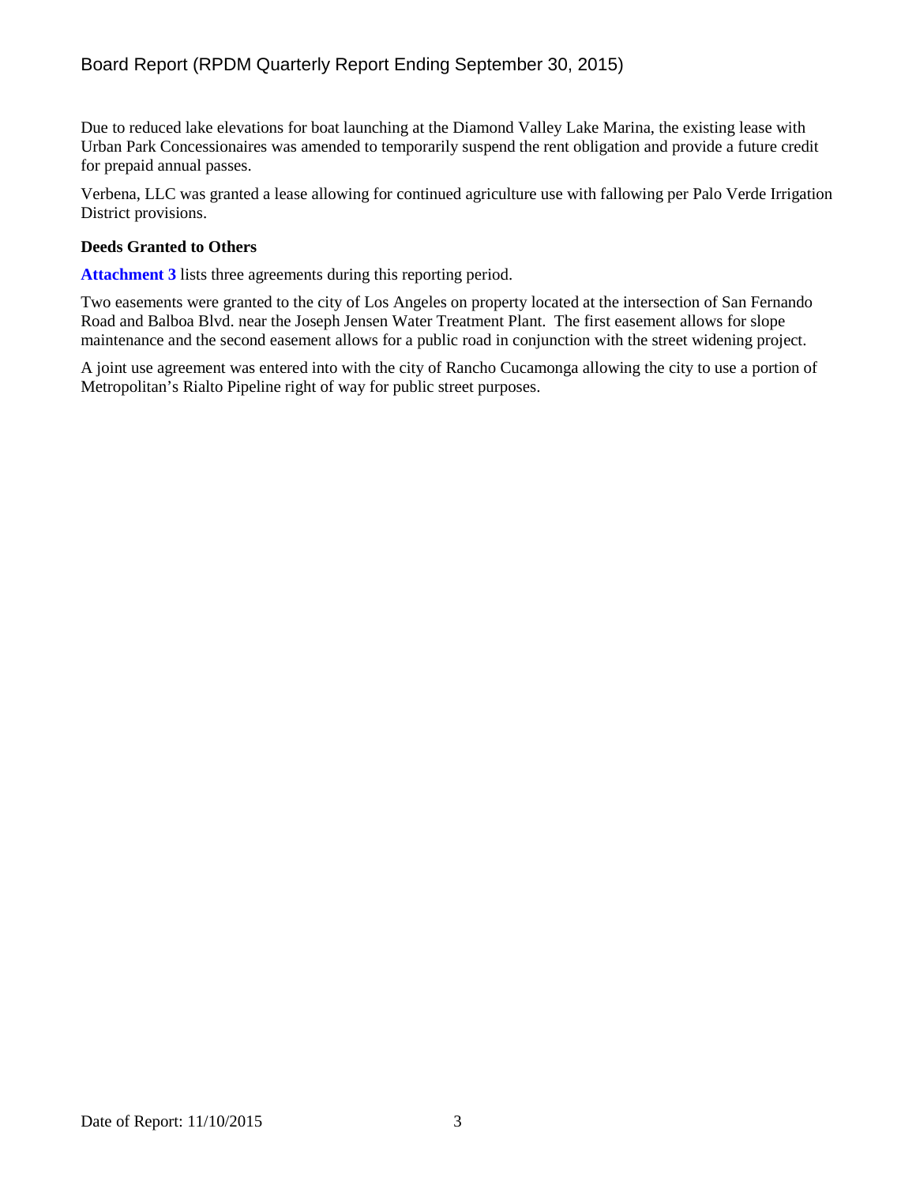Due to reduced lake elevations for boat launching at the Diamond Valley Lake Marina, the existing lease with Urban Park Concessionaires was amended to temporarily suspend the rent obligation and provide a future credit for prepaid annual passes.

Verbena, LLC was granted a lease allowing for continued agriculture use with fallowing per Palo Verde Irrigation District provisions.

**Deeds Granted to Others**

**Attachment 3** lists three agreements during this reporting period.

Two easements were granted to the city of Los Angeles on property located at the intersection of San Fernando Road and Balboa Blvd. near the Joseph Jensen Water Treatment Plant. The first easement allows for slope maintenance and the second easement allows for a public road in conjunction with the street widening project.

A joint use agreement was entered into with the city of Rancho Cucamonga allowing the city to use a portion of Metropolitan's Rialto Pipeline right of way for public street purposes.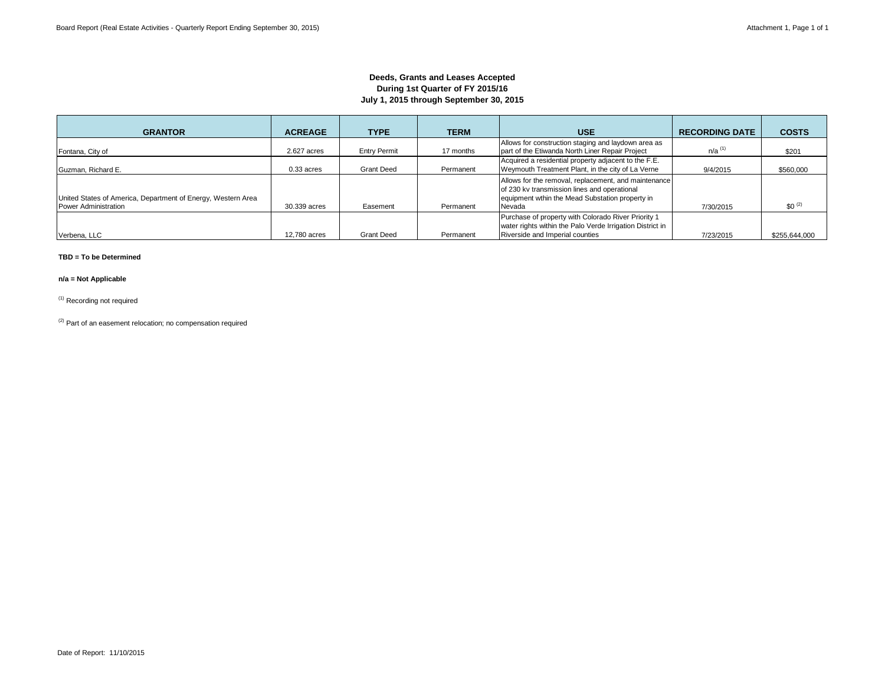**Deeds, Grants and Leases Accepted**
**During 1st Quarter of FY 2015/16**
**July 1, 2015 through September 30, 2015**

| GRANTOR | ACREAGE | TYPE | TERM | USE | RECORDING DATE | COSTS |
|---|---|---|---|---|---|---|
| Fontana, City of | 2.627 acres | Entry Permit | 17 months | Allows for construction staging and laydown area as part of the Etiwanda North Liner Repair Project | n/a [1] | $201 |
| Guzman, Richard E. | 0.33 acres | Grant Deed | Permanent | Acquired a residential property adjacent to the F.E. Weymouth Treatment Plant, in the city of La Verne | 9/4/2015 | $560,000 |
| United States of America, Department of Energy, Western Area Power Administration | 30.339 acres | Easement | Permanent | Allows for the removal, replacement, and maintenance of 230 kv transmission lines and operational equipment wthin the Mead Substation property in Nevada | 7/30/2015 | $0 [2] |
| Verbena, LLC | 12,780 acres | Grant Deed | Permanent | Purchase of property with Colorado River Priority 1 water rights within the Palo Verde Irrigation District in Riverside and Imperial counties | 7/23/2015 | $255,644,000 |

**TBD = To be Determined**

**n/a = Not Applicable**

[1] Recording not required

[2] Part of an easement relocation; no compensation required

Date of Report: 11/10/2015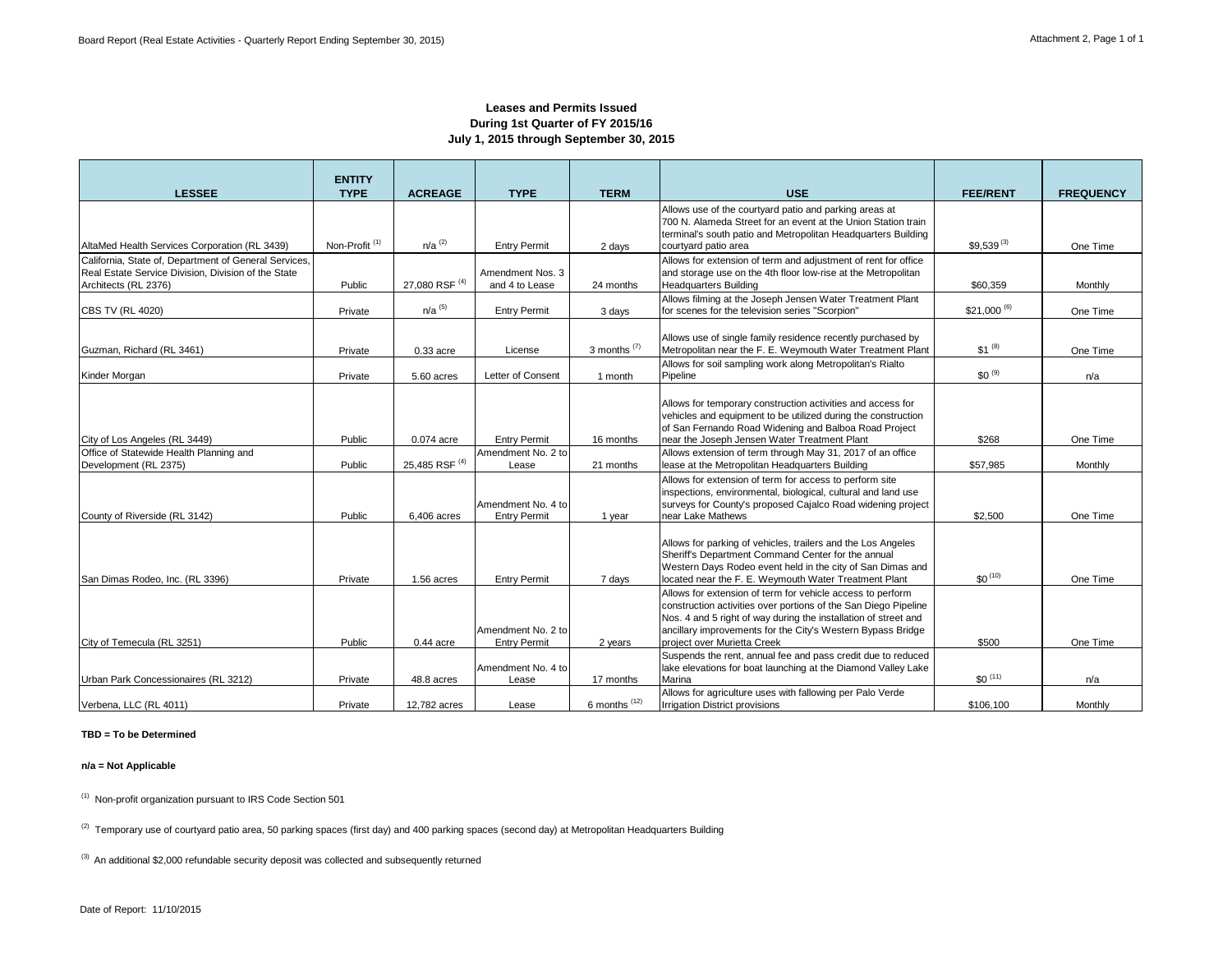**Leases and Permits Issued**
**During 1st Quarter of FY 2015/16**
**July 1, 2015 through September 30, 2015**

| LESSEE | ENTITY TYPE | ACREAGE | TYPE | TERM | USE | FEE/RENT | FREQUENCY |
|---|---|---|---|---|---|---|---|
| AltaMed Health Services Corporation (RL 3439) | Non-Profit [1] | n/a [2] | Entry Permit | 2 days | Allows use of the courtyard patio and parking areas at 700 N. Alameda Street for an event at the Union Station train terminal's south patio and Metropolitan Headquarters Building courtyard patio area | $9,539 [3] | One Time |
| California, State of, Department of General Services, Real Estate Service Division, Division of the State Architects (RL 2376) | Public | 27,080 RSF [4] | Amendment Nos. 3 and 4 to Lease | 24 months | Allows for extension of term and adjustment of rent for office and storage use on the 4th floor low-rise at the Metropolitan Headquarters Building | $60,359 | Monthly |
| CBS TV (RL 4020) | Private | n/a [5] | Entry Permit | 3 days | Allows filming at the Joseph Jensen Water Treatment Plant for scenes for the television series "Scorpion" | $21,000 [6] | One Time |
| Guzman, Richard (RL 3461) | Private | 0.33 acre | License | 3 months [7] | Allows use of single family residence recently purchased by Metropolitan near the F. E. Weymouth Water Treatment Plant | $1 [8] | One Time |
| Kinder Morgan | Private | 5.60 acres | Letter of Consent | 1 month | Allows for soil sampling work along Metropolitan's Rialto Pipeline | $0 [9] | n/a |
| City of Los Angeles (RL 3449) | Public | 0.074 acre | Entry Permit | 16 months | Allows for temporary construction activities and access for vehicles and equipment to be utilized during the construction of San Fernando Road Widening and Balboa Road Project near the Joseph Jensen Water Treatment Plant | $268 | One Time |
| Office of Statewide Health Planning and Development (RL 2375) | Public | 25,485 RSF [4] | Amendment No. 2 to Lease | 21 months | Allows extension of term through May 31, 2017 of an office lease at the Metropolitan Headquarters Building | $57,985 | Monthly |
| County of Riverside (RL 3142) | Public | 6,406 acres | Amendment No. 4 to Entry Permit | 1 year | Allows for extension of term for access to perform site inspections, environmental, biological, cultural and land use surveys for County's proposed Cajalco Road widening project near Lake Mathews | $2,500 | One Time |
| San Dimas Rodeo, Inc. (RL 3396) | Private | 1.56 acres | Entry Permit | 7 days | Allows for parking of vehicles, trailers and the Los Angeles Sheriff's Department Command Center for the annual Western Days Rodeo event held in the city of San Dimas and located near the F. E. Weymouth Water Treatment Plant | $0 [10] | One Time |
| City of Temecula (RL 3251) | Public | 0.44 acre | Amendment No. 2 to Entry Permit | 2 years | Allows for extension of term for vehicle access to perform construction activities over portions of the San Diego Pipeline Nos. 4 and 5 right of way during the installation of street and ancillary improvements for the City's Western Bypass Bridge project over Murietta Creek | $500 | One Time |
| Urban Park Concessionaires (RL 3212) | Private | 48.8 acres | Amendment No. 4 to Lease | 17 months | Suspends the rent, annual fee and pass credit due to reduced lake elevations for boat launching at the Diamond Valley Lake Marina | $0 [11] | n/a |
| Verbena, LLC (RL 4011) | Private | 12,782 acres | Lease | 6 months [12] | Allows for agriculture uses with fallowing per Palo Verde Irrigation District provisions | $106,100 | Monthly |

**TBD = To be Determined**

**n/a = Not Applicable**

[1] Non-profit organization pursuant to IRS Code Section 501

[2] Temporary use of courtyard patio area, 50 parking spaces (first day) and 400 parking spaces (second day) at Metropolitan Headquarters Building

[3] An additional $2,000 refundable security deposit was collected and subsequently returned

Date of Report: 11/10/2015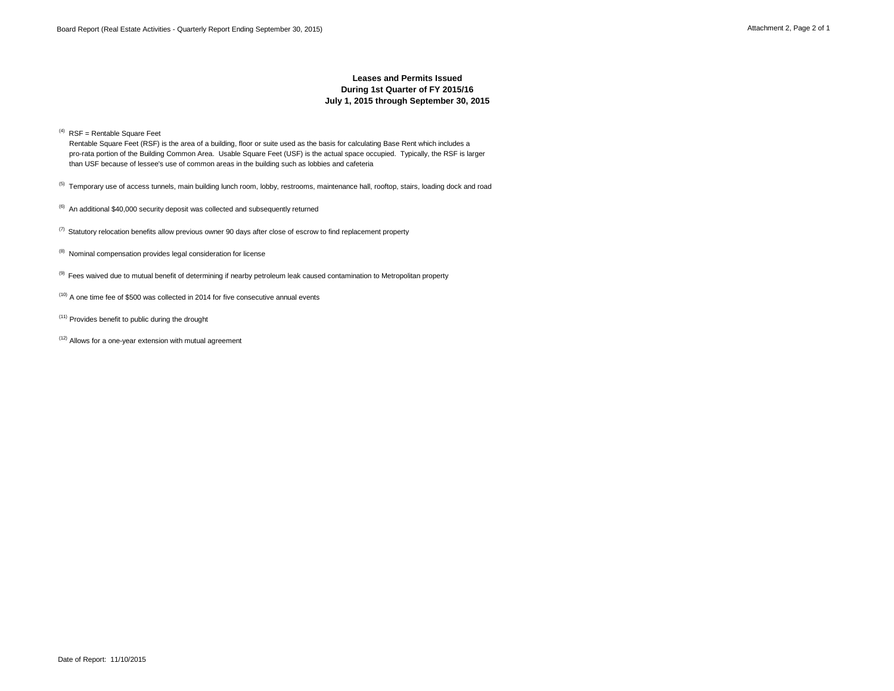**Leases and Permits Issued**
**During 1st Quarter of FY 2015/16**
**July 1, 2015 through September 30, 2015**

[4] RSF = Rentable Square Feet
Rentable Square Feet (RSF) is the area of a building, floor or suite used as the basis for calculating Base Rent which includes a pro-rata portion of the Building Common Area. Usable Square Feet (USF) is the actual space occupied. Typically, the RSF is larger than USF because of lessee's use of common areas in the building such as lobbies and cafeteria

[5] Temporary use of access tunnels, main building lunch room, lobby, restrooms, maintenance hall, rooftop, stairs, loading dock and road

[6] An additional $40,000 security deposit was collected and subsequently returned

[7] Statutory relocation benefits allow previous owner 90 days after close of escrow to find replacement property

[8] Nominal compensation provides legal consideration for license

[9] Fees waived due to mutual benefit of determining if nearby petroleum leak caused contamination to Metropolitan property

[10] A one time fee of $500 was collected in 2014 for five consecutive annual events

[11] Provides benefit to public during the drought

[12] Allows for a one-year extension with mutual agreement

Date of Report: 11/10/2015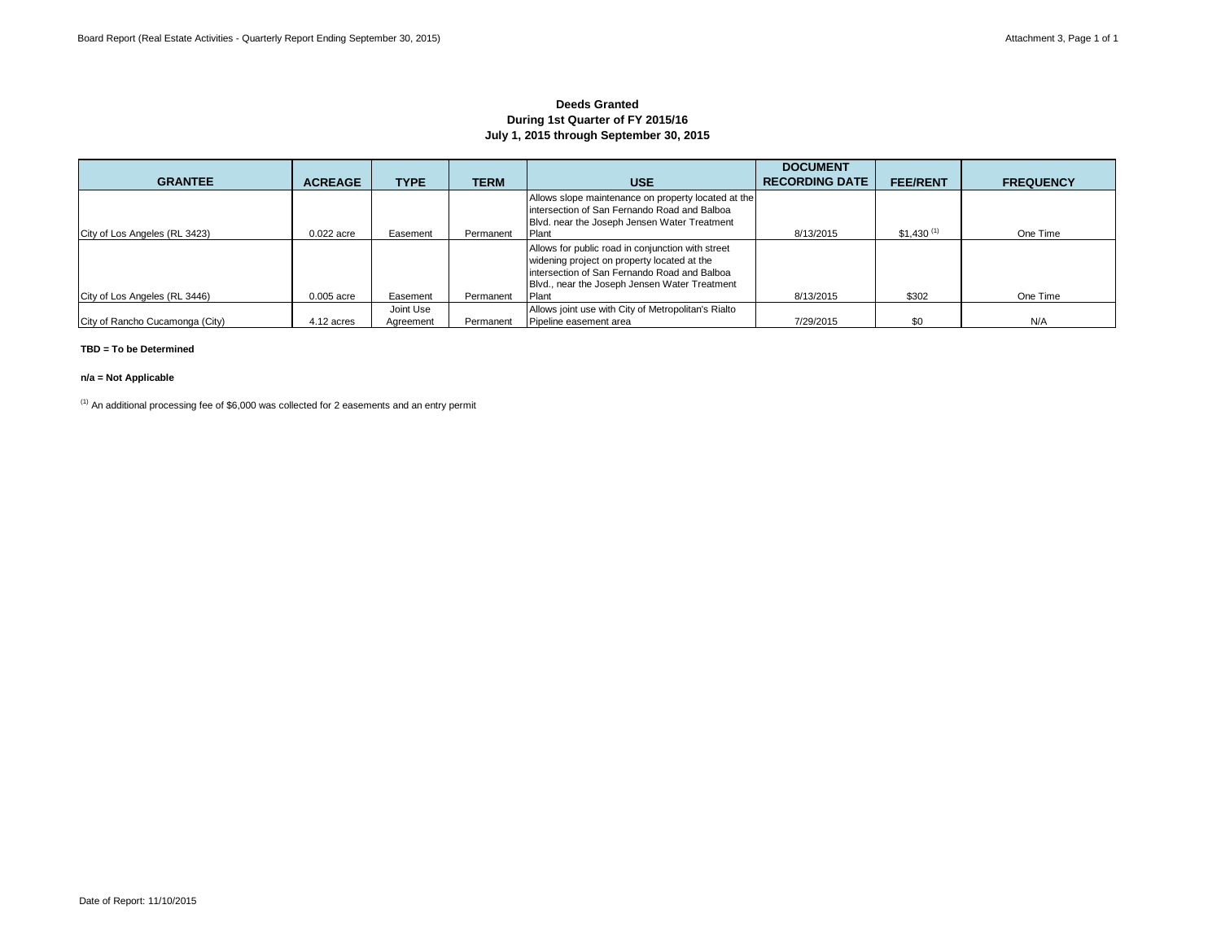**Deeds Granted**
**During 1st Quarter of FY 2015/16**
**July 1, 2015 through September 30, 2015**

| GRANTEE | ACREAGE | TYPE | TERM | USE | DOCUMENT RECORDING DATE | FEE/RENT | FREQUENCY |
|---|---|---|---|---|---|---|---|
| City of Los Angeles (RL 3423) | 0.022 acre | Easement | Permanent | Allows slope maintenance on property located at the intersection of San Fernando Road and Balboa Blvd. near the Joseph Jensen Water Treatment Plant | 8/13/2015 | $1,430 [(1)] | One Time |
| City of Los Angeles (RL 3446) | 0.005 acre | Easement | Permanent | Allows for public road in conjunction with street widening project on property located at the intersection of San Fernando Road and Balboa Blvd., near the Joseph Jensen Water Treatment Plant | 8/13/2015 | $302 | One Time |
| City of Rancho Cucamonga (City) | 4.12 acres | Joint Use Agreement | Permanent | Allows joint use with City of Metropolitan's Rialto Pipeline easement area | 7/29/2015 | $0 | N/A |

**TBD = To be Determined**

**n/a = Not Applicable**

[(1)] An additional processing fee of $6,000 was collected for 2 easements and an entry permit

Date of Report: 11/10/2015